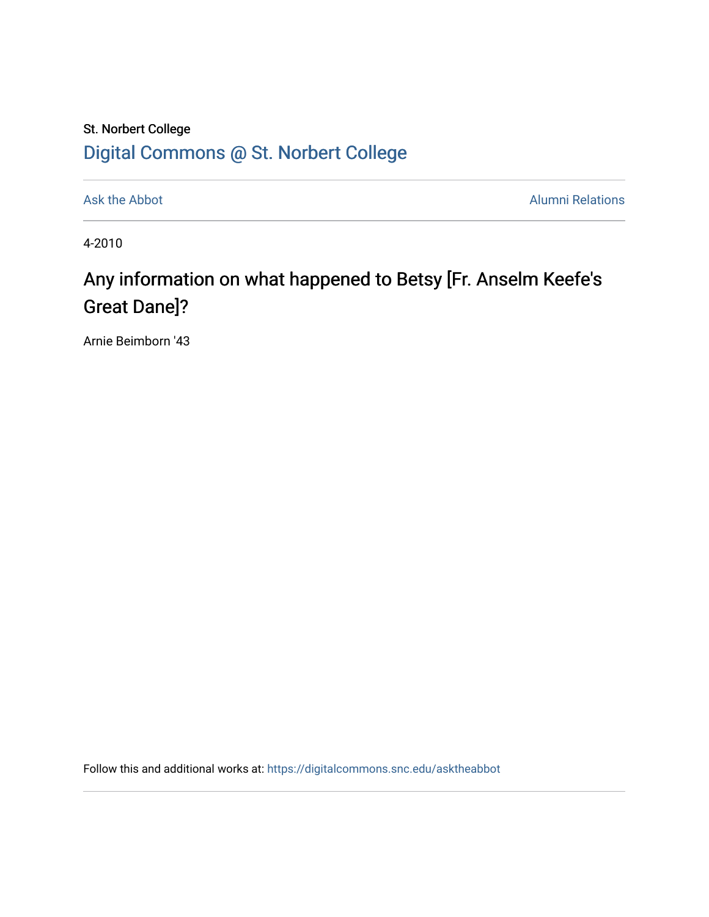St. Norbert College

Digital Commons @ St. Norbert College

Ask the Abbot | Alumni Relations

4-2010

# Any information on what happened to Betsy [Fr. Anselm Keefe's Great Dane]?

Arnie Beimborn '43

Follow this and additional works at: https://digitalcommons.snc.edu/asktheabbot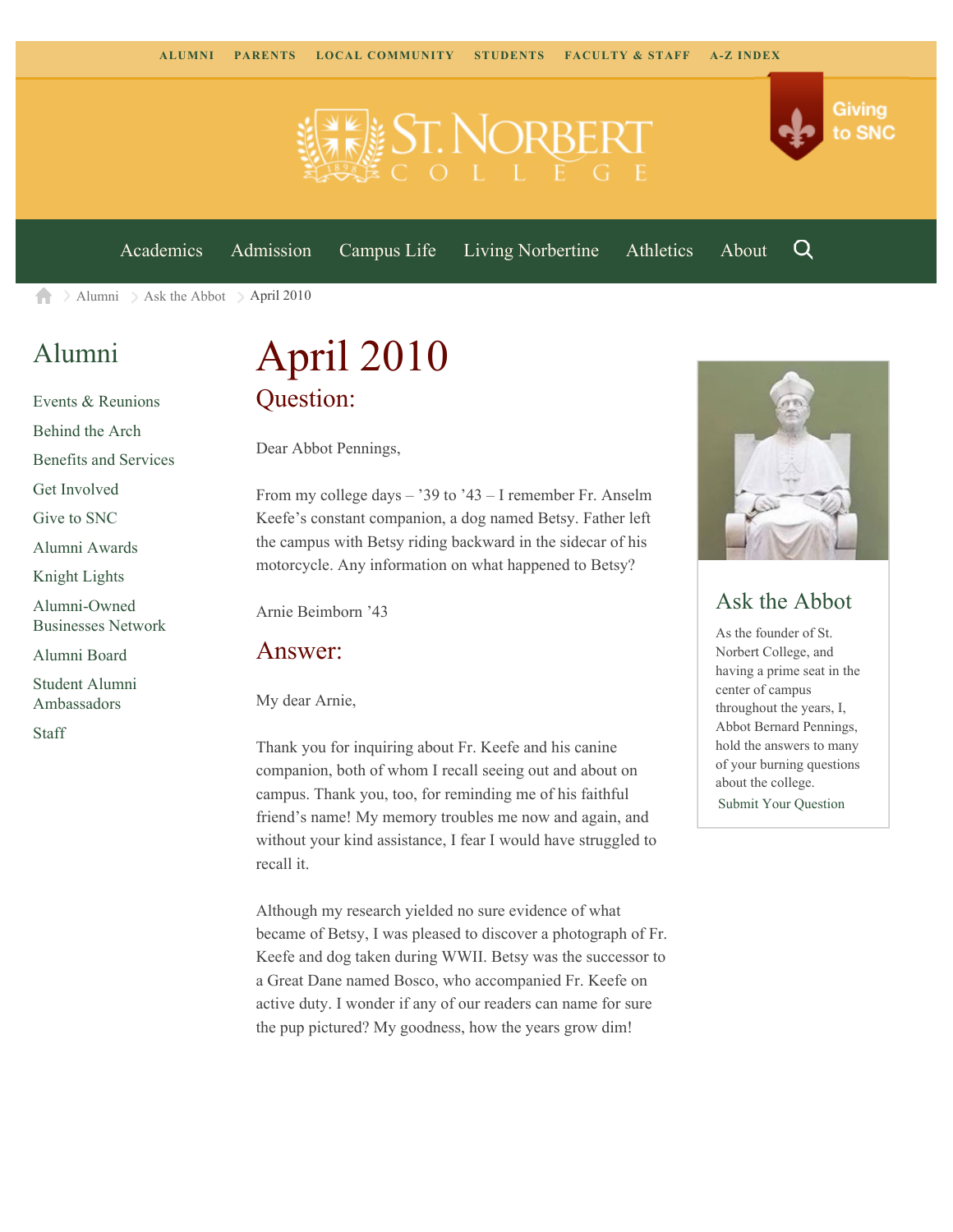ALUMNI PARENTS LOCAL COMMUNITY STUDENTS FACULTY & STAFF A-Z INDEX

Giving to SNC

Academics Admission Campus Life Living Norbertine Athletics About

Alumni > Ask the Abbot > April 2010

## Alumni

- Events & Reunions
- Behind the Arch
- Benefits and Services
- Get Involved
- Give to SNC
- Alumni Awards
- Knight Lights
- Alumni-Owned Businesses Network
- Alumni Board
- Student Alumni Ambassadors
- Staff

# April 2010

## Question:

Dear Abbot Pennings,

From my college days – '39 to '43 – I remember Fr. Anselm Keefe's constant companion, a dog named Betsy. Father left the campus with Betsy riding backward in the sidecar of his motorcycle. Any information on what happened to Betsy?

Arnie Beimborn '43

## Answer:

My dear Arnie,

Thank you for inquiring about Fr. Keefe and his canine companion, both of whom I recall seeing out and about on campus. Thank you, too, for reminding me of his faithful friend's name! My memory troubles me now and again, and without your kind assistance, I fear I would have struggled to recall it.

Although my research yielded no sure evidence of what became of Betsy, I was pleased to discover a photograph of Fr. Keefe and dog taken during WWII. Betsy was the successor to a Great Dane named Bosco, who accompanied Fr. Keefe on active duty. I wonder if any of our readers can name for sure the pup pictured? My goodness, how the years grow dim!

## Ask the Abbot

As the founder of St. Norbert College, and having a prime seat in the center of campus throughout the years, I, Abbot Bernard Pennings, hold the answers to many of your burning questions about the college.

Submit Your Question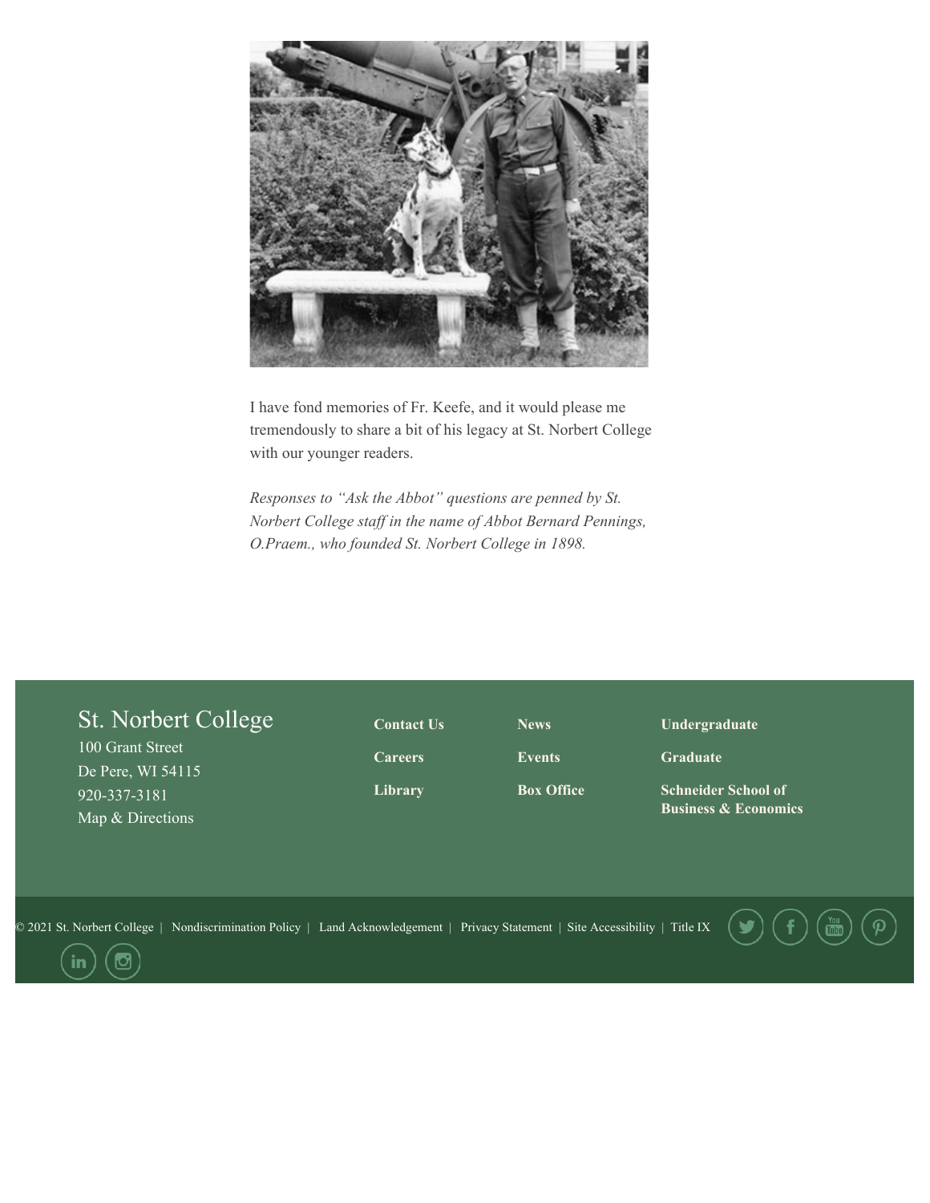I have fond memories of Fr. Keefe, and it would please me tremendously to share a bit of his legacy at St. Norbert College with our younger readers.

*Responses to "Ask the Abbot" questions are penned by St. Norbert College staff in the name of Abbot Bernard Pennings, O.Praem., who founded St. Norbert College in 1898.*

St. Norbert College
100 Grant Street
De Pere, WI 54115
920-337-3181
Map & Directions

**Contact Us**
**Careers**
**Library**

**News**
**Events**
**Box Office**

**Undergraduate**
**Graduate**
**Schneider School of Business & Economics**

© 2021 St. Norbert College | Nondiscrimination Policy | Land Acknowledgement | Privacy Statement | Site Accessibility | Title IX